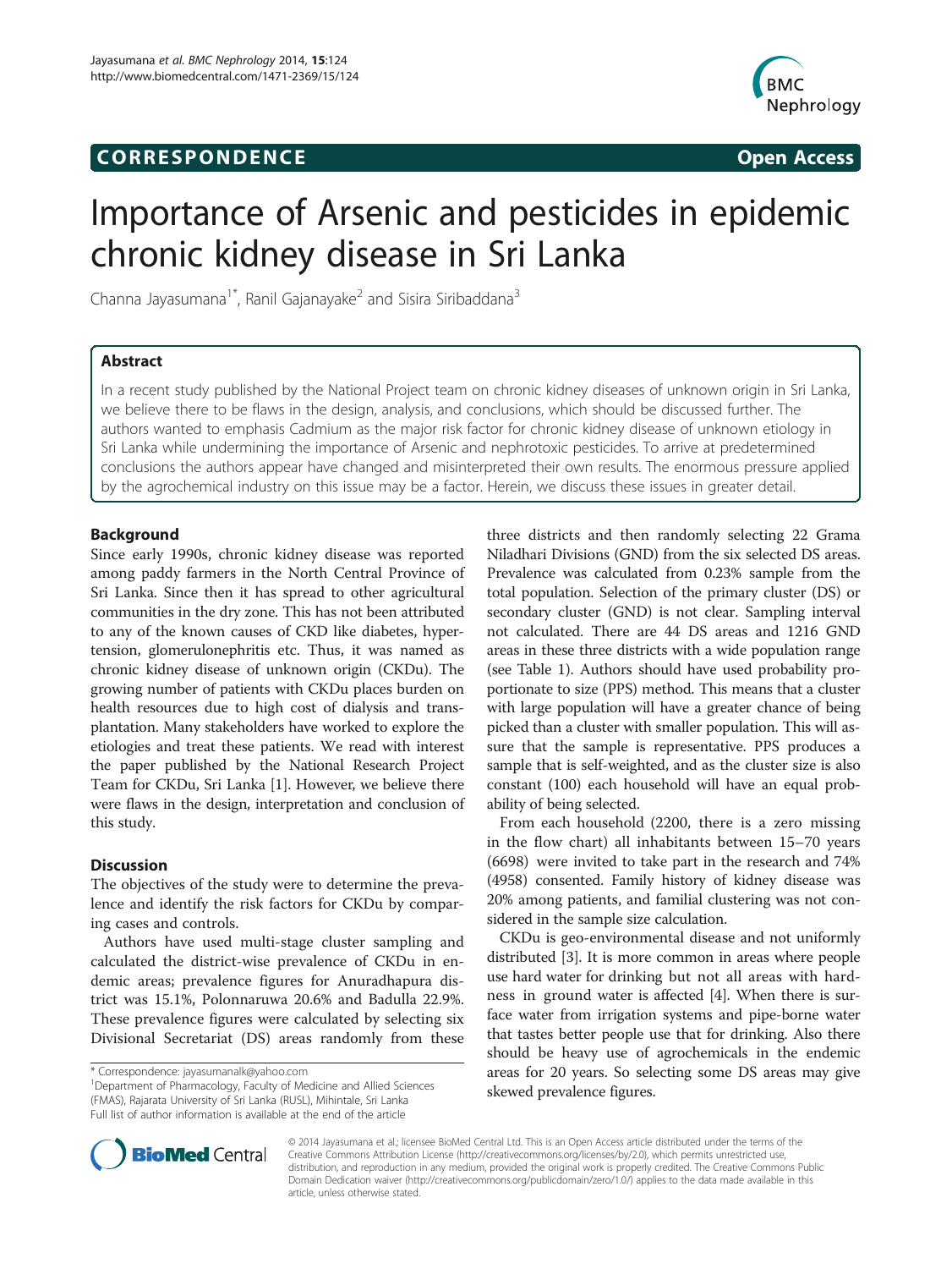CORRESPONDENCE Open Access

# Importance of Arsenic and pesticides in epidemic chronic kidney disease in Sri Lanka

Channa Jayasumana[1*], Ranil Gajanayake[2] and Sisira Siribaddana[3]

## Abstract

In a recent study published by the National Project team on chronic kidney diseases of unknown origin in Sri Lanka, we believe there to be flaws in the design, analysis, and conclusions, which should be discussed further. The authors wanted to emphasis Cadmium as the major risk factor for chronic kidney disease of unknown etiology in Sri Lanka while undermining the importance of Arsenic and nephrotoxic pesticides. To arrive at predetermined conclusions the authors appear have changed and misinterpreted their own results. The enormous pressure applied by the agrochemical industry on this issue may be a factor. Herein, we discuss these issues in greater detail.

## Background

Since early 1990s, chronic kidney disease was reported among paddy farmers in the North Central Province of Sri Lanka. Since then it has spread to other agricultural communities in the dry zone. This has not been attributed to any of the known causes of CKD like diabetes, hypertension, glomerulonephritis etc. Thus, it was named as chronic kidney disease of unknown origin (CKDu). The growing number of patients with CKDu places burden on health resources due to high cost of dialysis and transplantation. Many stakeholders have worked to explore the etiologies and treat these patients. We read with interest the paper published by the National Research Project Team for CKDu, Sri Lanka [1]. However, we believe there were flaws in the design, interpretation and conclusion of this study.

## Discussion

The objectives of the study were to determine the prevalence and identify the risk factors for CKDu by comparing cases and controls.

Authors have used multi-stage cluster sampling and calculated the district-wise prevalence of CKDu in endemic areas; prevalence figures for Anuradhapura district was 15.1%, Polonnaruwa 20.6% and Badulla 22.9%. These prevalence figures were calculated by selecting six Divisional Secretariat (DS) areas randomly from these three districts and then randomly selecting 22 Grama Niladhari Divisions (GND) from the six selected DS areas. Prevalence was calculated from 0.23% sample from the total population. Selection of the primary cluster (DS) or secondary cluster (GND) is not clear. Sampling interval not calculated. There are 44 DS areas and 1216 GND areas in these three districts with a wide population range (see Table 1). Authors should have used probability proportionate to size (PPS) method. This means that a cluster with large population will have a greater chance of being picked than a cluster with smaller population. This will assure that the sample is representative. PPS produces a sample that is self-weighted, and as the cluster size is also constant (100) each household will have an equal probability of being selected.

From each household (2200, there is a zero missing in the flow chart) all inhabitants between 15–70 years (6698) were invited to take part in the research and 74% (4958) consented. Family history of kidney disease was 20% among patients, and familial clustering was not considered in the sample size calculation.

CKDu is geo-environmental disease and not uniformly distributed [3]. It is more common in areas where people use hard water for drinking but not all areas with hardness in ground water is affected [4]. When there is surface water from irrigation systems and pipe-borne water that tastes better people use that for drinking. Also there should be heavy use of agrochemicals in the endemic areas for 20 years. So selecting some DS areas may give skewed prevalence figures.

\* Correspondence: jayasumanalk@yahoo.com
[1]Department of Pharmacology, Faculty of Medicine and Allied Sciences (FMAS), Rajarata University of Sri Lanka (RUSL), Mihintale, Sri Lanka
Full list of author information is available at the end of the article

© 2014 Jayasumana et al.; licensee BioMed Central Ltd. This is an Open Access article distributed under the terms of the Creative Commons Attribution License (http://creativecommons.org/licenses/by/2.0), which permits unrestricted use, distribution, and reproduction in any medium, provided the original work is properly credited. The Creative Commons Public Domain Dedication waiver (http://creativecommons.org/publicdomain/zero/1.0/) applies to the data made available in this article, unless otherwise stated.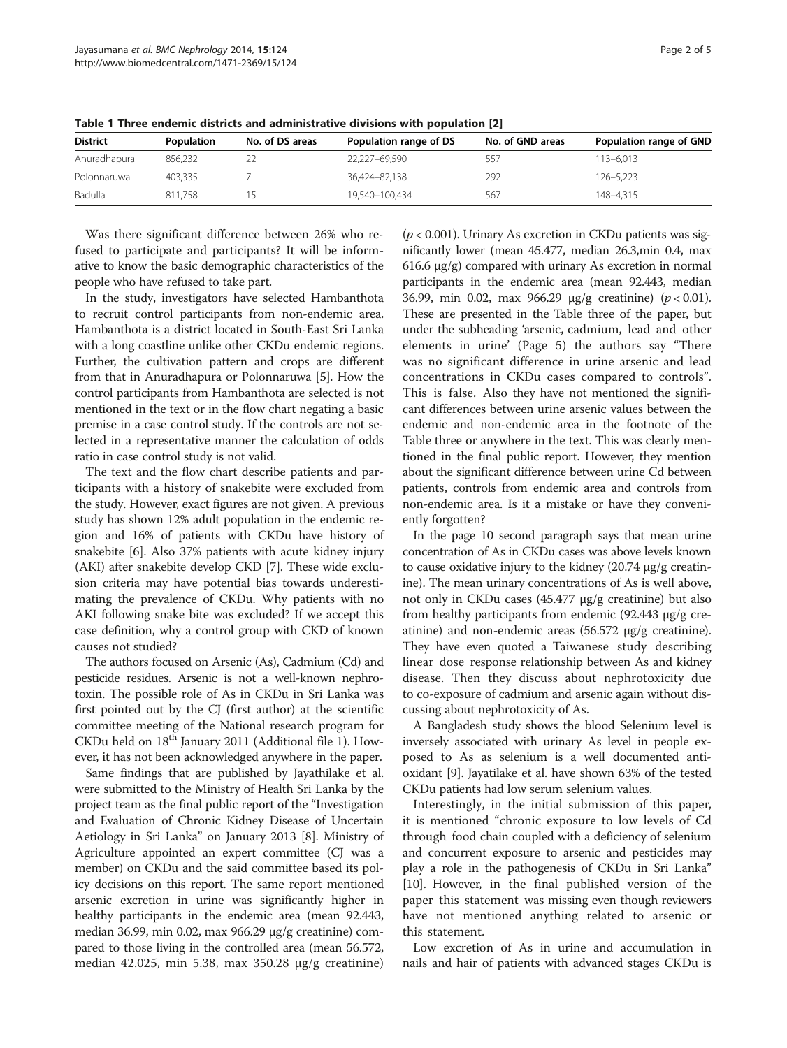**Table 1 Three endemic districts and administrative divisions with population [2]**

| District | Population | No. of DS areas | Population range of DS | No. of GND areas | Population range of GND |
|---|---|---|---|---|---|
| Anuradhapura | 856,232 | 22 | 22,227–69,590 | 557 | 113–6,013 |
| Polonnaruwa | 403,335 | 7 | 36,424–82,138 | 292 | 126–5,223 |
| Badulla | 811,758 | 15 | 19,540–100,434 | 567 | 148–4,315 |

Was there significant difference between 26% who refused to participate and participants? It will be informative to know the basic demographic characteristics of the people who have refused to take part.

In the study, investigators have selected Hambanthota to recruit control participants from non-endemic area. Hambanthota is a district located in South-East Sri Lanka with a long coastline unlike other CKDu endemic regions. Further, the cultivation pattern and crops are different from that in Anuradhapura or Polonnaruwa [5]. How the control participants from Hambanthota are selected is not mentioned in the text or in the flow chart negating a basic premise in a case control study. If the controls are not selected in a representative manner the calculation of odds ratio in case control study is not valid.

The text and the flow chart describe patients and participants with a history of snakebite were excluded from the study. However, exact figures are not given. A previous study has shown 12% adult population in the endemic region and 16% of patients with CKDu have history of snakebite [6]. Also 37% patients with acute kidney injury (AKI) after snakebite develop CKD [7]. These wide exclusion criteria may have potential bias towards underestimating the prevalence of CKDu. Why patients with no AKI following snake bite was excluded? If we accept this case definition, why a control group with CKD of known causes not studied?

The authors focused on Arsenic (As), Cadmium (Cd) and pesticide residues. Arsenic is not a well-known nephrotoxin. The possible role of As in CKDu in Sri Lanka was first pointed out by the CJ (first author) at the scientific committee meeting of the National research program for CKDu held on 18[th] January 2011 (Additional file 1). However, it has not been acknowledged anywhere in the paper.

Same findings that are published by Jayathilake et al. were submitted to the Ministry of Health Sri Lanka by the project team as the final public report of the "Investigation and Evaluation of Chronic Kidney Disease of Uncertain Aetiology in Sri Lanka" on January 2013 [8]. Ministry of Agriculture appointed an expert committee (CJ was a member) on CKDu and the said committee based its policy decisions on this report. The same report mentioned arsenic excretion in urine was significantly higher in healthy participants in the endemic area (mean 92.443, median 36.99, min 0.02, max 966.29 μg/g creatinine) compared to those living in the controlled area (mean 56.572, median 42.025, min 5.38, max 350.28 μg/g creatinine) ($p < 0.001$). Urinary As excretion in CKDu patients was significantly lower (mean 45.477, median 26.3,min 0.4, max 616.6 μg/g) compared with urinary As excretion in normal participants in the endemic area (mean 92.443, median 36.99, min 0.02, max 966.29 μg/g creatinine) ($p < 0.01$). These are presented in the Table three of the paper, but under the subheading 'arsenic, cadmium, lead and other elements in urine' (Page 5) the authors say "There was no significant difference in urine arsenic and lead concentrations in CKDu cases compared to controls". This is false. Also they have not mentioned the significant differences between urine arsenic values between the endemic and non-endemic area in the footnote of the Table three or anywhere in the text. This was clearly mentioned in the final public report. However, they mention about the significant difference between urine Cd between patients, controls from endemic area and controls from non-endemic area. Is it a mistake or have they conveniently forgotten?

In the page 10 second paragraph says that mean urine concentration of As in CKDu cases was above levels known to cause oxidative injury to the kidney (20.74 μg/g creatinine). The mean urinary concentrations of As is well above, not only in CKDu cases (45.477 μg/g creatinine) but also from healthy participants from endemic (92.443 μg/g creatinine) and non-endemic areas (56.572 μg/g creatinine). They have even quoted a Taiwanese study describing linear dose response relationship between As and kidney disease. Then they discuss about nephrotoxicity due to co-exposure of cadmium and arsenic again without discussing about nephrotoxicity of As.

A Bangladesh study shows the blood Selenium level is inversely associated with urinary As level in people exposed to As as selenium is a well documented antioxidant [9]. Jayatilake et al. have shown 63% of the tested CKDu patients had low serum selenium values.

Interestingly, in the initial submission of this paper, it is mentioned "chronic exposure to low levels of Cd through food chain coupled with a deficiency of selenium and concurrent exposure to arsenic and pesticides may play a role in the pathogenesis of CKDu in Sri Lanka" [10]. However, in the final published version of the paper this statement was missing even though reviewers have not mentioned anything related to arsenic or this statement.

Low excretion of As in urine and accumulation in nails and hair of patients with advanced stages CKDu is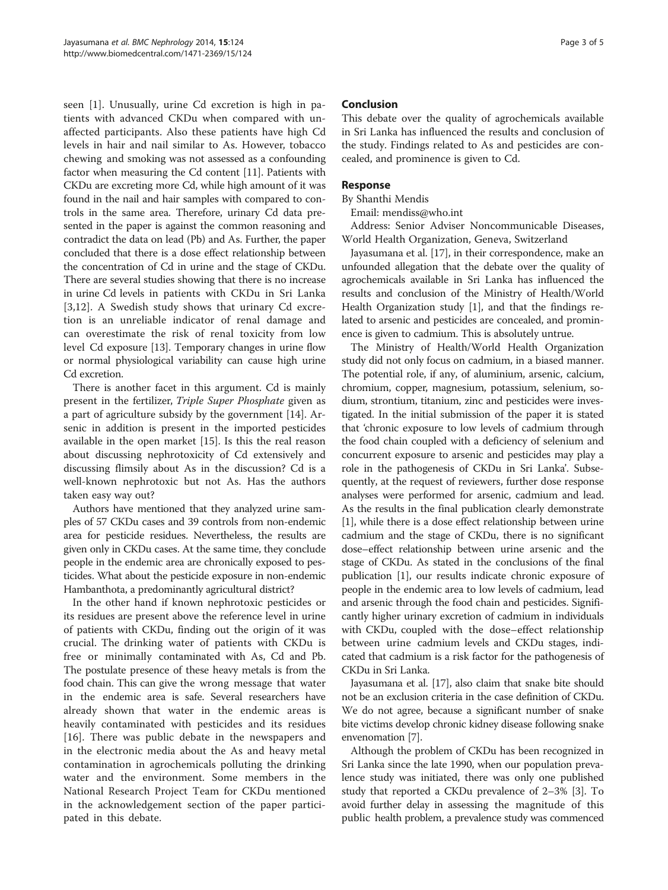seen [1]. Unusually, urine Cd excretion is high in patients with advanced CKDu when compared with unaffected participants. Also these patients have high Cd levels in hair and nail similar to As. However, tobacco chewing and smoking was not assessed as a confounding factor when measuring the Cd content [11]. Patients with CKDu are excreting more Cd, while high amount of it was found in the nail and hair samples with compared to controls in the same area. Therefore, urinary Cd data presented in the paper is against the common reasoning and contradict the data on lead (Pb) and As. Further, the paper concluded that there is a dose effect relationship between the concentration of Cd in urine and the stage of CKDu. There are several studies showing that there is no increase in urine Cd levels in patients with CKDu in Sri Lanka [3,12]. A Swedish study shows that urinary Cd excretion is an unreliable indicator of renal damage and can overestimate the risk of renal toxicity from low level Cd exposure [13]. Temporary changes in urine flow or normal physiological variability can cause high urine Cd excretion.

There is another facet in this argument. Cd is mainly present in the fertilizer, *Triple Super Phosphate* given as a part of agriculture subsidy by the government [14]. Arsenic in addition is present in the imported pesticides available in the open market [15]. Is this the real reason about discussing nephrotoxicity of Cd extensively and discussing flimsily about As in the discussion? Cd is a well-known nephrotoxic but not As. Has the authors taken easy way out?

Authors have mentioned that they analyzed urine samples of 57 CKDu cases and 39 controls from non-endemic area for pesticide residues. Nevertheless, the results are given only in CKDu cases. At the same time, they conclude people in the endemic area are chronically exposed to pesticides. What about the pesticide exposure in non-endemic Hambanthota, a predominantly agricultural district?

In the other hand if known nephrotoxic pesticides or its residues are present above the reference level in urine of patients with CKDu, finding out the origin of it was crucial. The drinking water of patients with CKDu is free or minimally contaminated with As, Cd and Pb. The postulate presence of these heavy metals is from the food chain. This can give the wrong message that water in the endemic area is safe. Several researchers have already shown that water in the endemic areas is heavily contaminated with pesticides and its residues [16]. There was public debate in the newspapers and in the electronic media about the As and heavy metal contamination in agrochemicals polluting the drinking water and the environment. Some members in the National Research Project Team for CKDu mentioned in the acknowledgement section of the paper participated in this debate.

## Conclusion

This debate over the quality of agrochemicals available in Sri Lanka has influenced the results and conclusion of the study. Findings related to As and pesticides are concealed, and prominence is given to Cd.

## Response

By Shanthi Mendis

Email: mendiss@who.int

Address: Senior Adviser Noncommunicable Diseases, World Health Organization, Geneva, Switzerland

Jayasumana et al. [17], in their correspondence, make an unfounded allegation that the debate over the quality of agrochemicals available in Sri Lanka has influenced the results and conclusion of the Ministry of Health/World Health Organization study [1], and that the findings related to arsenic and pesticides are concealed, and prominence is given to cadmium. This is absolutely untrue.

The Ministry of Health/World Health Organization study did not only focus on cadmium, in a biased manner. The potential role, if any, of aluminium, arsenic, calcium, chromium, copper, magnesium, potassium, selenium, sodium, strontium, titanium, zinc and pesticides were investigated. In the initial submission of the paper it is stated that 'chronic exposure to low levels of cadmium through the food chain coupled with a deficiency of selenium and concurrent exposure to arsenic and pesticides may play a role in the pathogenesis of CKDu in Sri Lanka'. Subsequently, at the request of reviewers, further dose response analyses were performed for arsenic, cadmium and lead. As the results in the final publication clearly demonstrate [1], while there is a dose effect relationship between urine cadmium and the stage of CKDu, there is no significant dose–effect relationship between urine arsenic and the stage of CKDu. As stated in the conclusions of the final publication [1], our results indicate chronic exposure of people in the endemic area to low levels of cadmium, lead and arsenic through the food chain and pesticides. Significantly higher urinary excretion of cadmium in individuals with CKDu, coupled with the dose–effect relationship between urine cadmium levels and CKDu stages, indicated that cadmium is a risk factor for the pathogenesis of CKDu in Sri Lanka.

Jayasumana et al. [17], also claim that snake bite should not be an exclusion criteria in the case definition of CKDu. We do not agree, because a significant number of snake bite victims develop chronic kidney disease following snake envenomation [7].

Although the problem of CKDu has been recognized in Sri Lanka since the late 1990, when our population prevalence study was initiated, there was only one published study that reported a CKDu prevalence of 2–3% [3]. To avoid further delay in assessing the magnitude of this public health problem, a prevalence study was commenced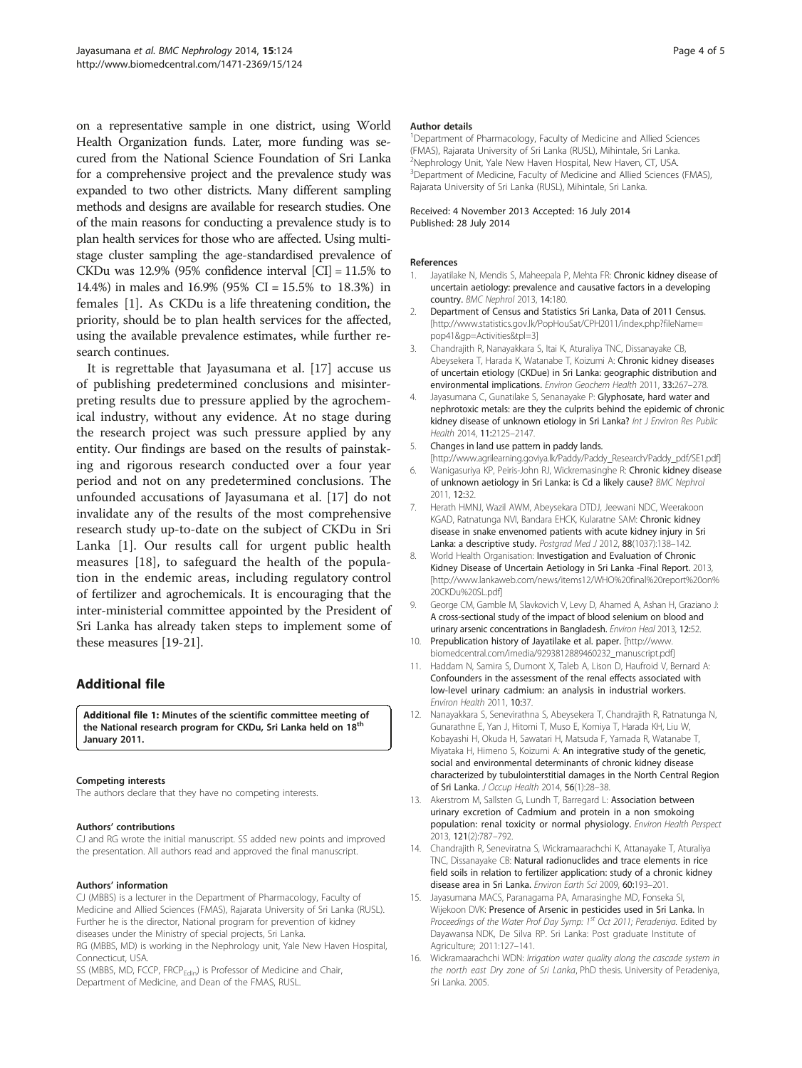on a representative sample in one district, using World Health Organization funds. Later, more funding was secured from the National Science Foundation of Sri Lanka for a comprehensive project and the prevalence study was expanded to two other districts. Many different sampling methods and designs are available for research studies. One of the main reasons for conducting a prevalence study is to plan health services for those who are affected. Using multi-stage cluster sampling the age-standardised prevalence of CKDu was 12.9% (95% confidence interval [CI] = 11.5% to 14.4%) in males and 16.9% (95% CI = 15.5% to 18.3%) in females [1]. As CKDu is a life threatening condition, the priority, should be to plan health services for the affected, using the available prevalence estimates, while further research continues.

It is regrettable that Jayasumana et al. [17] accuse us of publishing predetermined conclusions and misinterpreting results due to pressure applied by the agrochemical industry, without any evidence. At no stage during the research project was such pressure applied by any entity. Our findings are based on the results of painstaking and rigorous research conducted over a four year period and not on any predetermined conclusions. The unfounded accusations of Jayasumana et al. [17] do not invalidate any of the results of the most comprehensive research study up-to-date on the subject of CKDu in Sri Lanka [1]. Our results call for urgent public health measures [18], to safeguard the health of the population in the endemic areas, including regulatory control of fertilizer and agrochemicals. It is encouraging that the inter-ministerial committee appointed by the President of Sri Lanka has already taken steps to implement some of these measures [19-21].

## Additional file

**Additional file 1: Minutes of the scientific committee meeting of the National research program for CKDu, Sri Lanka held on 18th January 2011.**

#### Competing interests

The authors declare that they have no competing interests.

#### Authors' contributions

CJ and RG wrote the initial manuscript. SS added new points and improved the presentation. All authors read and approved the final manuscript.

#### Authors' information

CJ (MBBS) is a lecturer in the Department of Pharmacology, Faculty of Medicine and Allied Sciences (FMAS), Rajarata University of Sri Lanka (RUSL). Further he is the director, National program for prevention of kidney diseases under the Ministry of special projects, Sri Lanka.
RG (MBBS, MD) is working in the Nephrology unit, Yale New Haven Hospital, Connecticut, USA.
SS (MBBS, MD, FCCP, $FRCP_{Edin}$) is Professor of Medicine and Chair, Department of Medicine, and Dean of the FMAS, RUSL.

#### Author details

[1]Department of Pharmacology, Faculty of Medicine and Allied Sciences (FMAS), Rajarata University of Sri Lanka (RUSL), Mihintale, Sri Lanka. [2]Nephrology Unit, Yale New Haven Hospital, New Haven, CT, USA. [3]Department of Medicine, Faculty of Medicine and Allied Sciences (FMAS), Rajarata University of Sri Lanka (RUSL), Mihintale, Sri Lanka.

Received: 4 November 2013 Accepted: 16 July 2014
Published: 28 July 2014

#### References

1. Jayatilake N, Mendis S, Maheepala P, Mehta FR: **Chronic kidney disease of uncertain aetiology: prevalence and causative factors in a developing country.** *BMC Nephrol* 2013, **14**:180.
2. Department of Census and Statistics Sri Lanka, Data of 2011 Census. [http://www.statistics.gov.lk/PopHouSat/CPH2011/index.php?fileName=pop41&gp=Activities&tpl=3]
3. Chandrajith R, Nanayakkara S, Itai K, Aturaliya TNC, Dissanayake CB, Abeysekera T, Harada K, Watanabe T, Koizumi A: **Chronic kidney diseases of uncertain etiology (CKDue) in Sri Lanka: geographic distribution and environmental implications.** *Environ Geochem Health* 2011, **33**:267–278.
4. Jayasumana C, Gunatilake S, Senanayake P: **Glyphosate, hard water and nephrotoxic metals: are they the culprits behind the epidemic of chronic kidney disease of unknown etiology in Sri Lanka?** *Int J Environ Res Public Health* 2014, **11**:2125–2147.
5. **Changes in land use pattern in paddy lands.** [http://www.agrilearning.goviya.lk/Paddy/Paddy_Research/Paddy_pdf/SE1.pdf]
6. Wanigasuriya KP, Peiris-John RJ, Wickremasinghe R: **Chronic kidney disease of unknown aetiology in Sri Lanka: is Cd a likely cause?** *BMC Nephrol* 2011, **12**:32.
7. Herath HMNJ, Wazil AWM, Abeysekara DTDJ, Jeewani NDC, Weerakoon KGAD, Ratnatunga NVI, Bandara EHCK, Kularatne SAM: **Chronic kidney disease in snake envenomed patients with acute kidney injury in Sri Lanka: a descriptive study.** *Postgrad Med J* 2012, **88**(1037):138–142.
8. World Health Organisation: **Investigation and Evaluation of Chronic Kidney Disease of Uncertain Aetiology in Sri Lanka -Final Report.** 2013, [http://www.lankaweb.com/news/items12/WHO%20final%20report%20on%20CKDu%20SL.pdf]
9. George CM, Gamble M, Slavkovich V, Levy D, Ahamed A, Ashan H, Graziano J: **A cross-sectional study of the impact of blood selenium on blood and urinary arsenic concentrations in Bangladesh.** *Environ Heal* 2013, **12**:52.
10. **Prepublication history of Jayatilake et al. paper.** [http://www.biomedcentral.com/imedia/9293812889460232_manuscript.pdf]
11. Haddam N, Samira S, Dumont X, Taleb A, Lison D, Haufroid V, Bernard A: **Confounders in the assessment of the renal effects associated with low-level urinary cadmium: an analysis in industrial workers.** *Environ Health* 2011, **10**:37.
12. Nanayakkara S, Senevirathna S, Abeysekera T, Chandrajith R, Ratnatunga N, Gunarathne E, Yan J, Hitomi T, Muso E, Komiya T, Harada KH, Liu W, Kobayashi H, Okuda H, Sawatari H, Matsuda F, Yamada R, Watanabe T, Miyataka H, Himeno S, Koizumi A: **An integrative study of the genetic, social and environmental determinants of chronic kidney disease characterized by tubulointerstitial damages in the North Central Region of Sri Lanka.** *J Occup Health* 2014, **56**(1):28–38.
13. Akerstrom M, Sallsten G, Lundh T, Barregard L: **Association between urinary excretion of Cadmium and protein in a non smokoing population: renal toxicity or normal physiology.** *Environ Health Perspect* 2013, **121**(2):787–792.
14. Chandrajith R, Seneviratna S, Wickramaarachchi K, Attanayake T, Aturaliya TNC, Dissanayake CB: **Natural radionuclides and trace elements in rice field soils in relation to fertilizer application: study of a chronic kidney disease area in Sri Lanka.** *Environ Earth Sci* 2009, **60**:193–201.
15. Jayasumana MACS, Paranagama PA, Amarasinghe MD, Fonseka SI, Wijekoon DVK: **Presence of Arsenic in pesticides used in Sri Lanka.** In *Proceedings of the Water Prof Day Symp: 1st Oct 2011; Peradeniya.* Edited by Dayawansa NDK, De Silva RP. Sri Lanka: Post graduate Institute of Agriculture; 2011:127–141.
16. Wickramaarachchi WDN: *Irrigation water quality along the cascade system in the north east Dry zone of Sri Lanka*, PhD thesis. University of Peradeniya, Sri Lanka. 2005.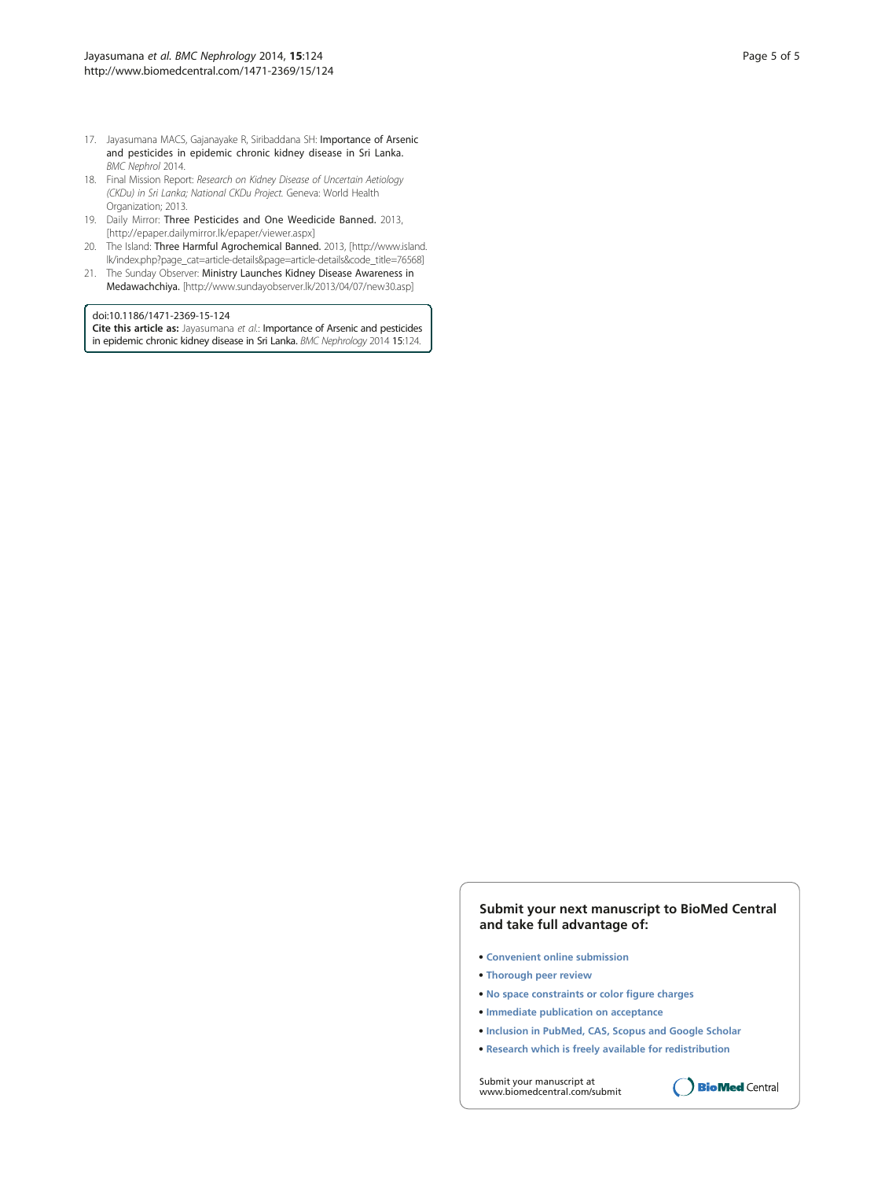17. Jayasumana MACS, Gajanayake R, Siribaddana SH: **Importance of Arsenic and pesticides in epidemic chronic kidney disease in Sri Lanka.** *BMC Nephrol* 2014.
18. Final Mission Report: *Research on Kidney Disease of Uncertain Aetiology (CKDu) in Sri Lanka; National CKDu Project.* Geneva: World Health Organization; 2013.
19. Daily Mirror: **Three Pesticides and One Weedicide Banned.** 2013, [http://epaper.dailymirror.lk/epaper/viewer.aspx]
20. The Island: **Three Harmful Agrochemical Banned.** 2013, [http://www.island.lk/index.php?page_cat=article-details&page=article-details&code_title=76568]
21. The Sunday Observer: **Ministry Launches Kidney Disease Awareness in Medawachchiya.** [http://www.sundayobserver.lk/2013/04/07/new30.asp]

doi:10.1186/1471-2369-15-124
**Cite this article as:** Jayasumana *et al.*: Importance of Arsenic and pesticides in epidemic chronic kidney disease in Sri Lanka. *BMC Nephrology* 2014 **15**:124.

**Submit your next manuscript to BioMed Central and take full advantage of:**

- **Convenient online submission**
- **Thorough peer review**
- **No space constraints or color figure charges**
- **Immediate publication on acceptance**
- **Inclusion in PubMed, CAS, Scopus and Google Scholar**
- **Research which is freely available for redistribution**

Submit your manuscript at
www.biomedcentral.com/submit

BioMed Central